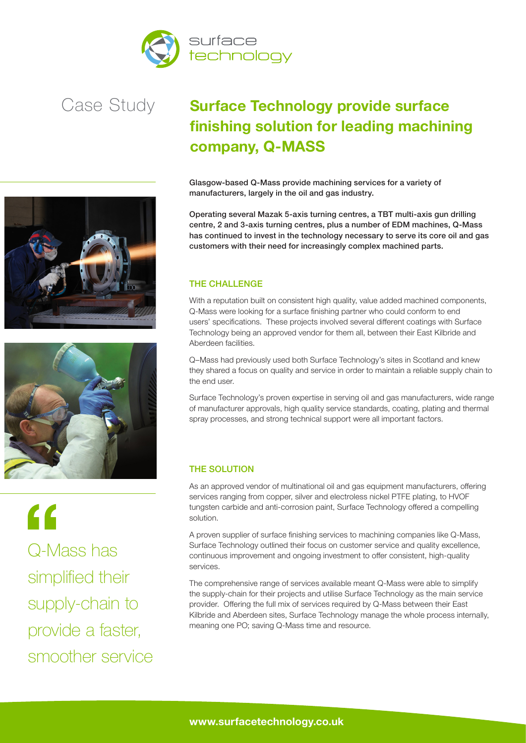surface technology

Case Study

# Surface Technology provide surface finishing solution for leading machining company, Q-MASS

**Glasgow-based Q-Mass provide machining services for a variety of manufacturers, largely in the oil and gas industry.**

**Operating several Mazak 5-axis turning centres, a TBT multi-axis gun drilling centre, 2 and 3-axis turning centres, plus a number of EDM machines, Q-Mass has continued to invest in the technology necessary to serve its core oil and gas customers with their need for increasingly complex machined parts.**

## THE CHALLENGE

With a reputation built on consistent high quality, value added machined components, Q-Mass were looking for a surface finishing partner who could conform to end users' specifications. These projects involved several different coatings with Surface Technology being an approved vendor for them all, between their East Kilbride and Aberdeen facilities.

Q–Mass had previously used both Surface Technology's sites in Scotland and knew they shared a focus on quality and service in order to maintain a reliable supply chain to the end user.

Surface Technology's proven expertise in serving oil and gas manufacturers, wide range of manufacturer approvals, high quality service standards, coating, plating and thermal spray processes, and strong technical support were all important factors.

## THE SOLUTION

As an approved vendor of multinational oil and gas equipment manufacturers, offering services ranging from copper, silver and electroless nickel PTFE plating, to HVOF tungsten carbide and anti-corrosion paint, Surface Technology offered a compelling solution.

A proven supplier of surface finishing services to machining companies like Q-Mass, Surface Technology outlined their focus on customer service and quality excellence, continuous improvement and ongoing investment to offer consistent, high-quality services.

The comprehensive range of services available meant Q-Mass were able to simplify the supply-chain for their projects and utilise Surface Technology as the main service provider. Offering the full mix of services required by Q-Mass between their East Kilbride and Aberdeen sites, Surface Technology manage the whole process internally, meaning one PO; saving Q-Mass time and resource.

> “Q-Mass has simplified their supply-chain to provide a faster, smoother service

**www.surfacetechnology.co.uk**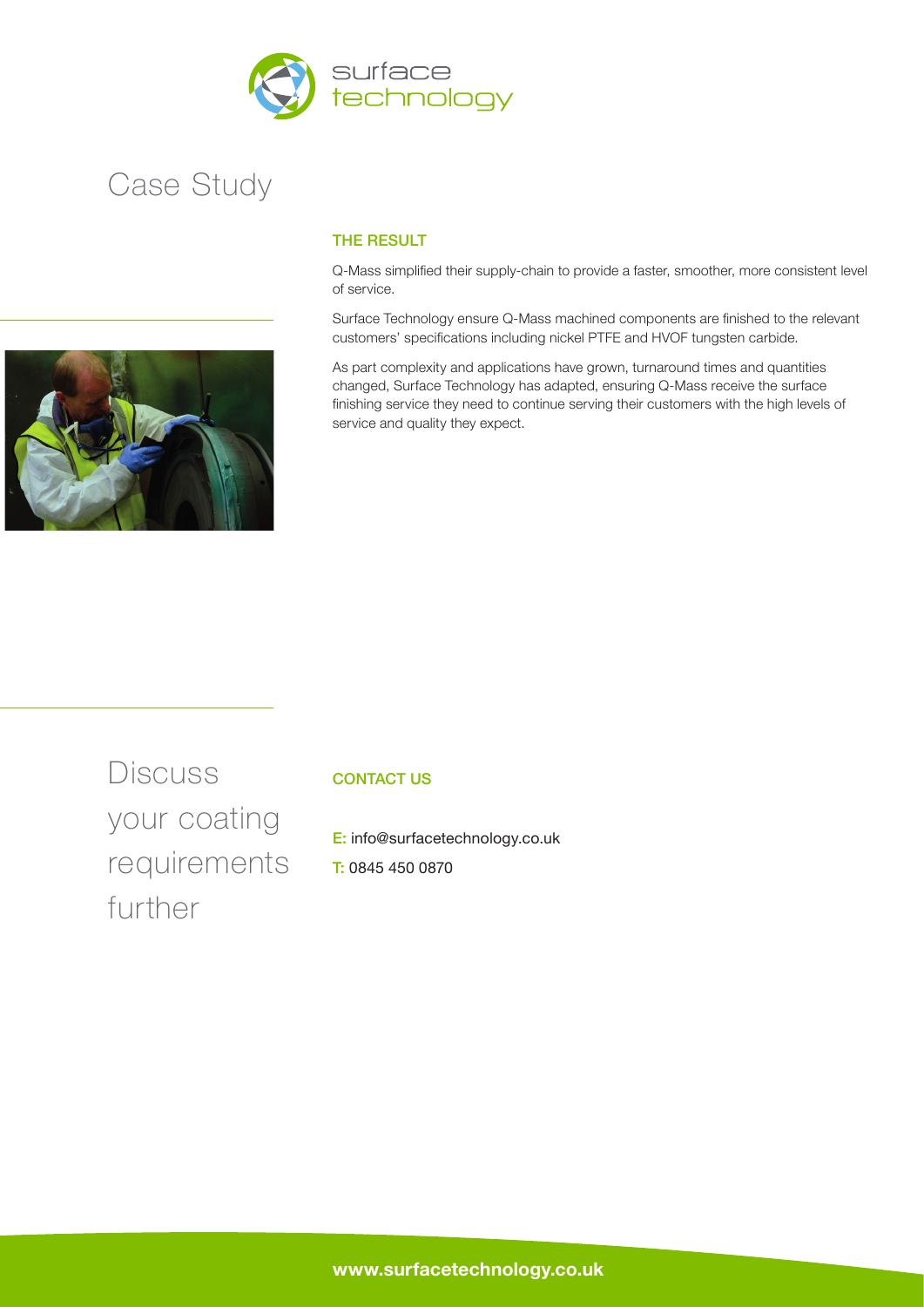# Case Study

## THE RESULT

Q-Mass simplified their supply-chain to provide a faster, smoother, more consistent level of service.

Surface Technology ensure Q-Mass machined components are finished to the relevant customers' specifications including nickel PTFE and HVOF tungsten carbide.

As part complexity and applications have grown, turnaround times and quantities changed, Surface Technology has adapted, ensuring Q-Mass receive the surface finishing service they need to continue serving their customers with the high levels of service and quality they expect.

## Discuss your coating requirements further

### CONTACT US

**E:** info@surfacetechnology.co.uk

**T:** 0845 450 0870

**www.surfacetechnology.co.uk**